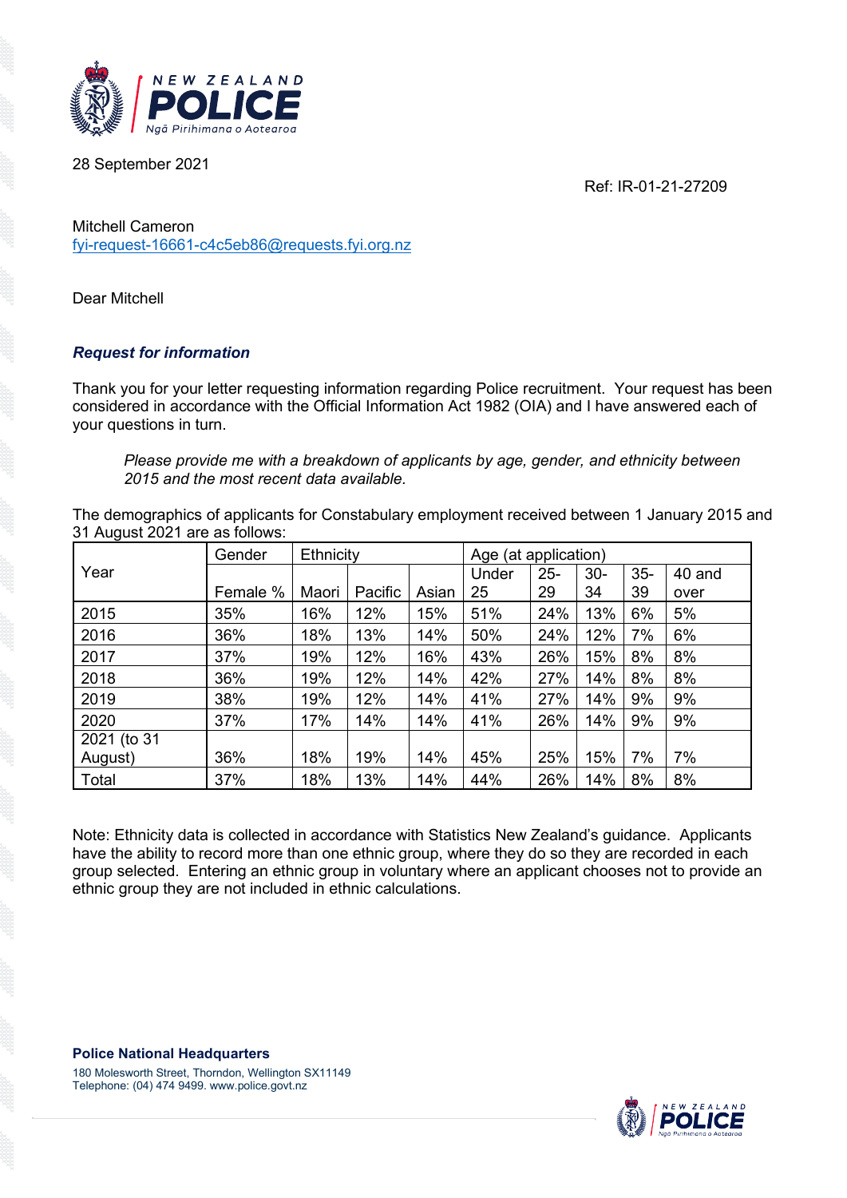28 September 2021

Ref: IR-01-21-27209

Mitchell Cameron
fyi-request-16661-c4c5eb86@requests.fyi.org.nz

Dear Mitchell

***Request for information***

Thank you for your letter requesting information regarding Police recruitment. Your request has been considered in accordance with the Official Information Act 1982 (OIA) and I have answered each of your questions in turn.

> *Please provide me with a breakdown of applicants by age, gender, and ethnicity between 2015 and the most recent data available.*

The demographics of applicants for Constabulary employment received between 1 January 2015 and 31 August 2021 are as follows:

| Year | Gender | Ethnicity | | | Age (at application) | | | | |
|---|---|---|---|---|---|---|---|---|---|
| | Female % | Maori | Pacific | Asian | Under 25 | 25-29 | 30-34 | 35-39 | 40 and over |
| 2015 | 35% | 16% | 12% | 15% | 51% | 24% | 13% | 6% | 5% |
| 2016 | 36% | 18% | 13% | 14% | 50% | 24% | 12% | 7% | 6% |
| 2017 | 37% | 19% | 12% | 16% | 43% | 26% | 15% | 8% | 8% |
| 2018 | 36% | 19% | 12% | 14% | 42% | 27% | 14% | 8% | 8% |
| 2019 | 38% | 19% | 12% | 14% | 41% | 27% | 14% | 9% | 9% |
| 2020 | 37% | 17% | 14% | 14% | 41% | 26% | 14% | 9% | 9% |
| 2021 (to 31 August) | 36% | 18% | 19% | 14% | 45% | 25% | 15% | 7% | 7% |
| Total | 37% | 18% | 13% | 14% | 44% | 26% | 14% | 8% | 8% |

Note: Ethnicity data is collected in accordance with Statistics New Zealand's guidance. Applicants have the ability to record more than one ethnic group, where they do so they are recorded in each group selected. Entering an ethnic group in voluntary where an applicant chooses not to provide an ethnic group they are not included in ethnic calculations.

**Police National Headquarters**
180 Molesworth Street, Thorndon, Wellington SX11149
Telephone: (04) 474 9499. www.police.govt.nz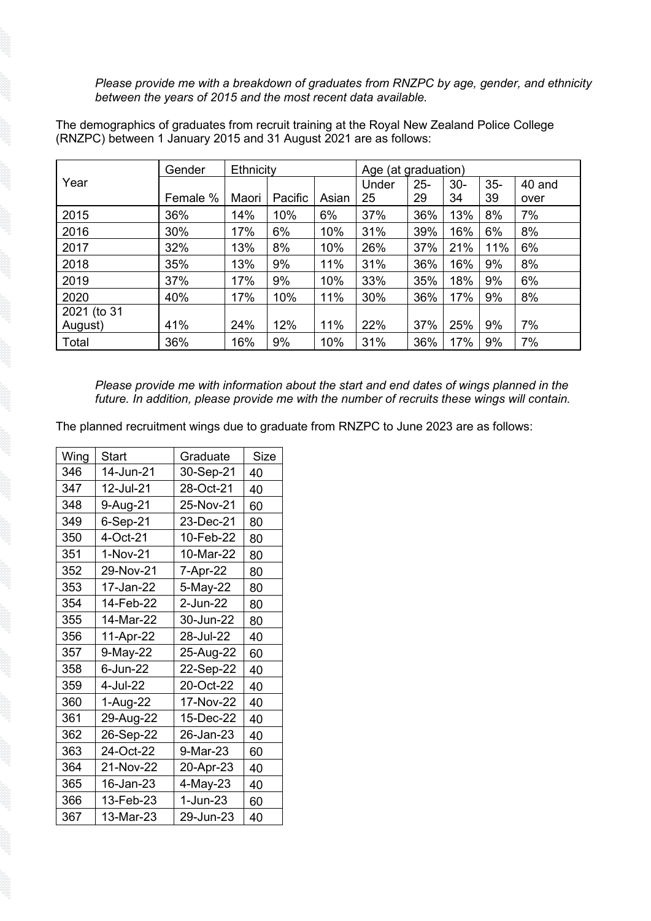*Please provide me with a breakdown of graduates from RNZPC by age, gender, and ethnicity between the years of 2015 and the most recent data available.*

The demographics of graduates from recruit training at the Royal New Zealand Police College (RNZPC) between 1 January 2015 and 31 August 2021 are as follows:

| Year | Gender | Ethnicity | | | Age (at graduation) | | | | |
|---|---|---|---|---|---|---|---|---|---|
| | Female % | Maori | Pacific | Asian | Under 25 | 25-29 | 30-34 | 35-39 | 40 and over |
| 2015 | 36% | 14% | 10% | 6% | 37% | 36% | 13% | 8% | 7% |
| 2016 | 30% | 17% | 6% | 10% | 31% | 39% | 16% | 6% | 8% |
| 2017 | 32% | 13% | 8% | 10% | 26% | 37% | 21% | 11% | 6% |
| 2018 | 35% | 13% | 9% | 11% | 31% | 36% | 16% | 9% | 8% |
| 2019 | 37% | 17% | 9% | 10% | 33% | 35% | 18% | 9% | 6% |
| 2020 | 40% | 17% | 10% | 11% | 30% | 36% | 17% | 9% | 8% |
| 2021 (to 31 August) | 41% | 24% | 12% | 11% | 22% | 37% | 25% | 9% | 7% |
| Total | 36% | 16% | 9% | 10% | 31% | 36% | 17% | 9% | 7% |

*Please provide me with information about the start and end dates of wings planned in the future. In addition, please provide me with the number of recruits these wings will contain.*

The planned recruitment wings due to graduate from RNZPC to June 2023 are as follows:

| Wing | Start | Graduate | Size |
|---|---|---|---|
| 346 | 14-Jun-21 | 30-Sep-21 | 40 |
| 347 | 12-Jul-21 | 28-Oct-21 | 40 |
| 348 | 9-Aug-21 | 25-Nov-21 | 60 |
| 349 | 6-Sep-21 | 23-Dec-21 | 80 |
| 350 | 4-Oct-21 | 10-Feb-22 | 80 |
| 351 | 1-Nov-21 | 10-Mar-22 | 80 |
| 352 | 29-Nov-21 | 7-Apr-22 | 80 |
| 353 | 17-Jan-22 | 5-May-22 | 80 |
| 354 | 14-Feb-22 | 2-Jun-22 | 80 |
| 355 | 14-Mar-22 | 30-Jun-22 | 80 |
| 356 | 11-Apr-22 | 28-Jul-22 | 40 |
| 357 | 9-May-22 | 25-Aug-22 | 60 |
| 358 | 6-Jun-22 | 22-Sep-22 | 40 |
| 359 | 4-Jul-22 | 20-Oct-22 | 40 |
| 360 | 1-Aug-22 | 17-Nov-22 | 40 |
| 361 | 29-Aug-22 | 15-Dec-22 | 40 |
| 362 | 26-Sep-22 | 26-Jan-23 | 40 |
| 363 | 24-Oct-22 | 9-Mar-23 | 60 |
| 364 | 21-Nov-22 | 20-Apr-23 | 40 |
| 365 | 16-Jan-23 | 4-May-23 | 40 |
| 366 | 13-Feb-23 | 1-Jun-23 | 60 |
| 367 | 13-Mar-23 | 29-Jun-23 | 40 |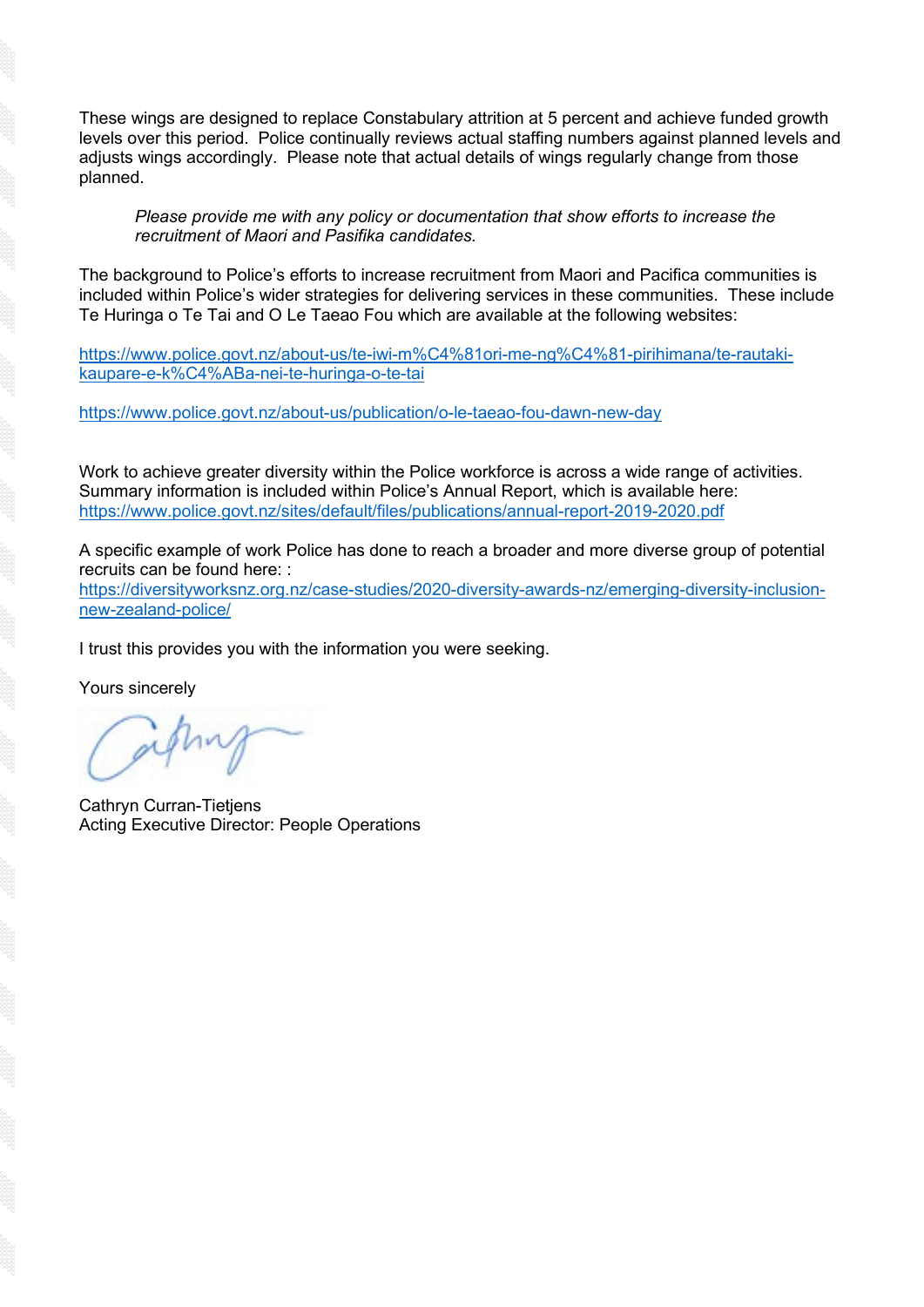These wings are designed to replace Constabulary attrition at 5 percent and achieve funded growth levels over this period. Police continually reviews actual staffing numbers against planned levels and adjusts wings accordingly. Please note that actual details of wings regularly change from those planned.

> *Please provide me with any policy or documentation that show efforts to increase the recruitment of Maori and Pasifika candidates.*

The background to Police's efforts to increase recruitment from Maori and Pacifica communities is included within Police's wider strategies for delivering services in these communities. These include Te Huringa o Te Tai and O Le Taeao Fou which are available at the following websites:

https://www.police.govt.nz/about-us/te-iwi-m%C4%81ori-me-ng%C4%81-pirihimana/te-rautaki-kaupare-e-k%C4%ABa-nei-te-huringa-o-te-tai

https://www.police.govt.nz/about-us/publication/o-le-taeao-fou-dawn-new-day

Work to achieve greater diversity within the Police workforce is across a wide range of activities. Summary information is included within Police's Annual Report, which is available here: https://www.police.govt.nz/sites/default/files/publications/annual-report-2019-2020.pdf

A specific example of work Police has done to reach a broader and more diverse group of potential recruits can be found here: : https://diversityworksnz.org.nz/case-studies/2020-diversity-awards-nz/emerging-diversity-inclusion-new-zealand-police/

I trust this provides you with the information you were seeking.

Yours sincerely

Cathryn Curran-Tietjens
Acting Executive Director: People Operations